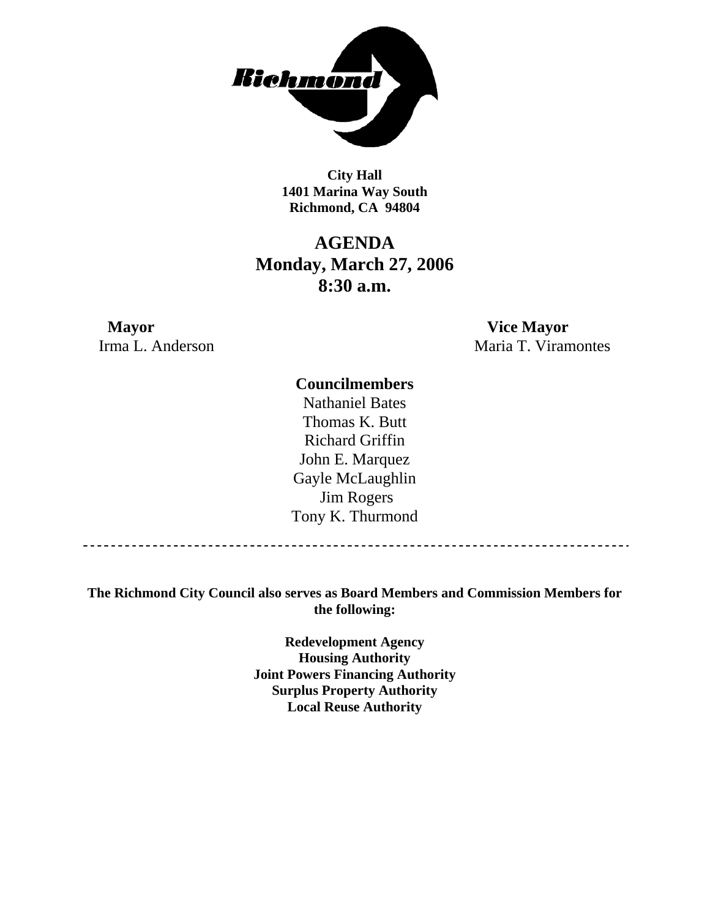**City Hall**
**1401 Marina Way South**
**Richmond, CA 94804**

# AGENDA
# Monday, March 27, 2006
# 8:30 a.m.

**Mayor**
Irma L. Anderson

**Vice Mayor**
Maria T. Viramontes

**Councilmembers**
Nathaniel Bates
Thomas K. Butt
Richard Griffin
John E. Marquez
Gayle McLaughlin
Jim Rogers
Tony K. Thurmond

---

**The Richmond City Council also serves as Board Members and Commission Members for the following:**

**Redevelopment Agency**
**Housing Authority**
**Joint Powers Financing Authority**
**Surplus Property Authority**
**Local Reuse Authority**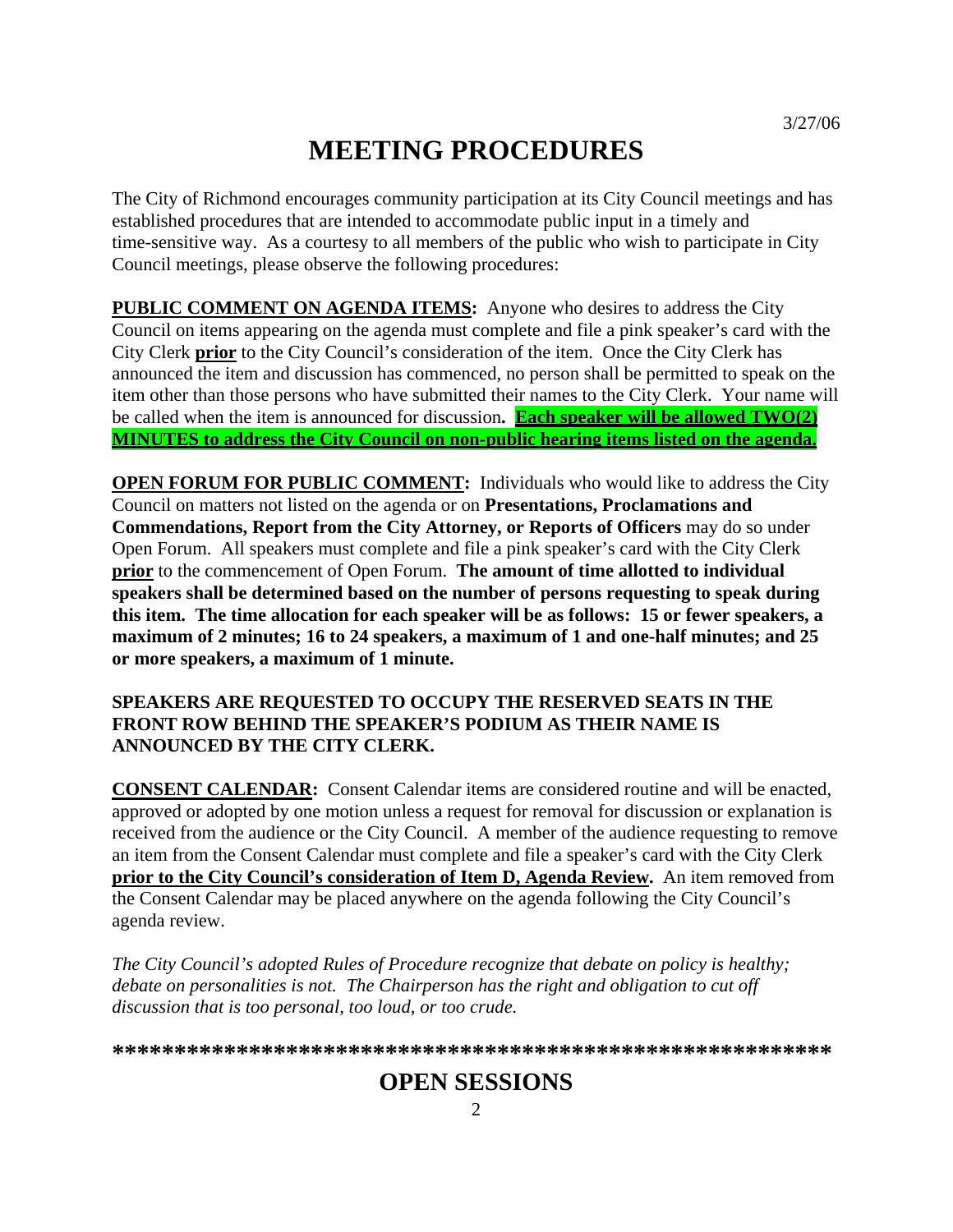3/27/06

# MEETING PROCEDURES

The City of Richmond encourages community participation at its City Council meetings and has established procedures that are intended to accommodate public input in a timely and time-sensitive way. As a courtesy to all members of the public who wish to participate in City Council meetings, please observe the following procedures:

**PUBLIC COMMENT ON AGENDA ITEMS:** Anyone who desires to address the City Council on items appearing on the agenda must complete and file a pink speaker's card with the City Clerk **prior** to the City Council's consideration of the item. Once the City Clerk has announced the item and discussion has commenced, no person shall be permitted to speak on the item other than those persons who have submitted their names to the City Clerk. Your name will be called when the item is announced for discussion**.** **Each speaker will be allowed TWO(2) MINUTES to address the City Council on non-public hearing items listed on the agenda.**

**OPEN FORUM FOR PUBLIC COMMENT:** Individuals who would like to address the City Council on matters not listed on the agenda or on **Presentations, Proclamations and Commendations, Report from the City Attorney, or Reports of Officers** may do so under Open Forum. All speakers must complete and file a pink speaker's card with the City Clerk **prior** to the commencement of Open Forum. **The amount of time allotted to individual speakers shall be determined based on the number of persons requesting to speak during this item. The time allocation for each speaker will be as follows: 15 or fewer speakers, a maximum of 2 minutes; 16 to 24 speakers, a maximum of 1 and one-half minutes; and 25 or more speakers, a maximum of 1 minute.**

**SPEAKERS ARE REQUESTED TO OCCUPY THE RESERVED SEATS IN THE FRONT ROW BEHIND THE SPEAKER'S PODIUM AS THEIR NAME IS ANNOUNCED BY THE CITY CLERK.**

**CONSENT CALENDAR:** Consent Calendar items are considered routine and will be enacted, approved or adopted by one motion unless a request for removal for discussion or explanation is received from the audience or the City Council. A member of the audience requesting to remove an item from the Consent Calendar must complete and file a speaker's card with the City Clerk **prior to the City Council's consideration of Item D, Agenda Review.** An item removed from the Consent Calendar may be placed anywhere on the agenda following the City Council's agenda review.

*The City Council's adopted Rules of Procedure recognize that debate on policy is healthy; debate on personalities is not. The Chairperson has the right and obligation to cut off discussion that is too personal, too loud, or too crude.*

**\*\*\*\*\*\*\*\*\*\*\*\*\*\*\*\*\*\*\*\*\*\*\*\*\*\*\*\*\*\*\*\*\*\*\*\*\*\*\*\*\*\*\*\*\*\*\*\*\*\*\*\*\*\*\*\*\*\***

# OPEN SESSIONS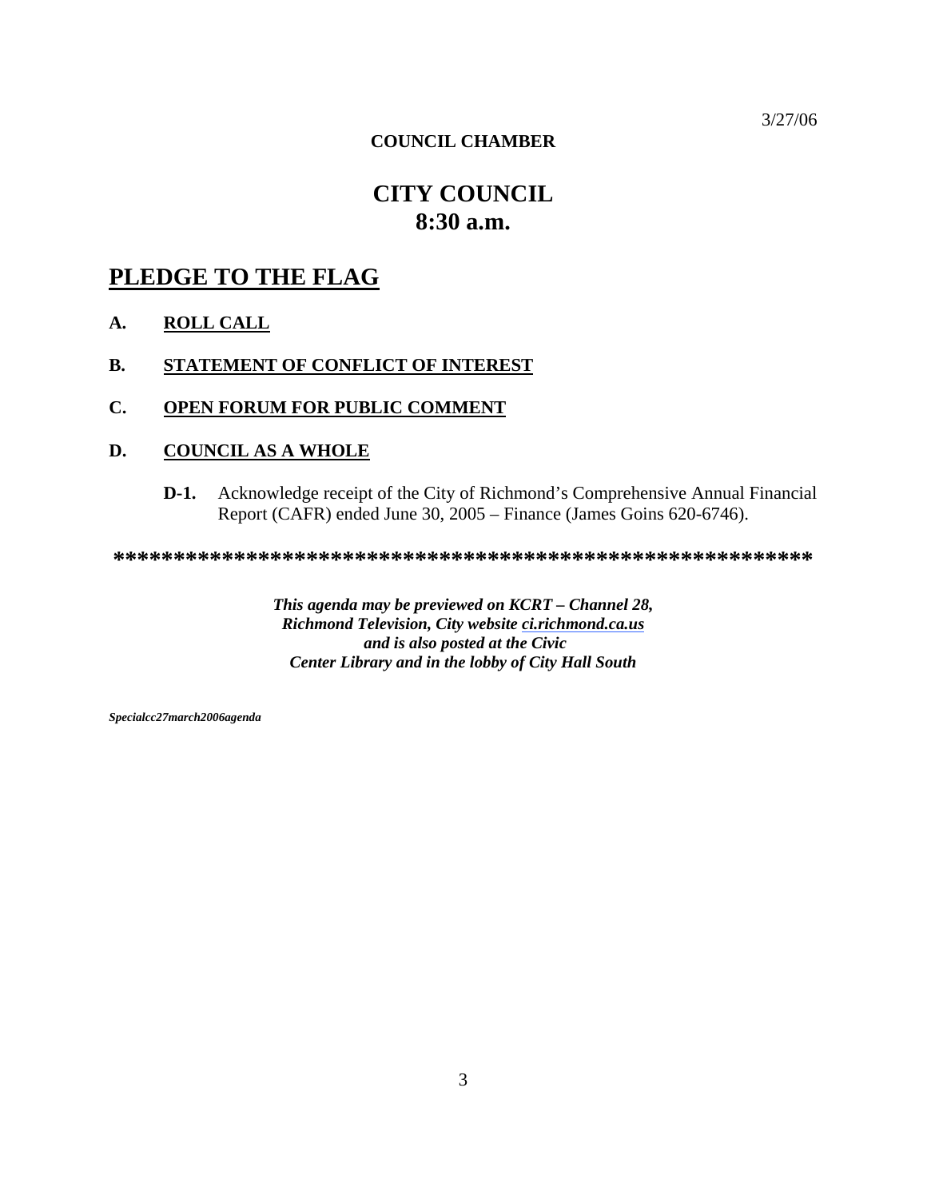3/27/06

**COUNCIL CHAMBER**

# CITY COUNCIL
# 8:30 a.m.

## PLEDGE TO THE FLAG

**A. ROLL CALL**

**B. STATEMENT OF CONFLICT OF INTEREST**

**C. OPEN FORUM FOR PUBLIC COMMENT**

**D. COUNCIL AS A WHOLE**

**D-1.** Acknowledge receipt of the City of Richmond's Comprehensive Annual Financial Report (CAFR) ended June 30, 2005 – Finance (James Goins 620-6746).

**********************************************************

***This agenda may be previewed on KCRT – Channel 28, Richmond Television, City website ci.richmond.ca.us and is also posted at the Civic Center Library and in the lobby of City Hall South***

***Specialcc27march2006agenda***